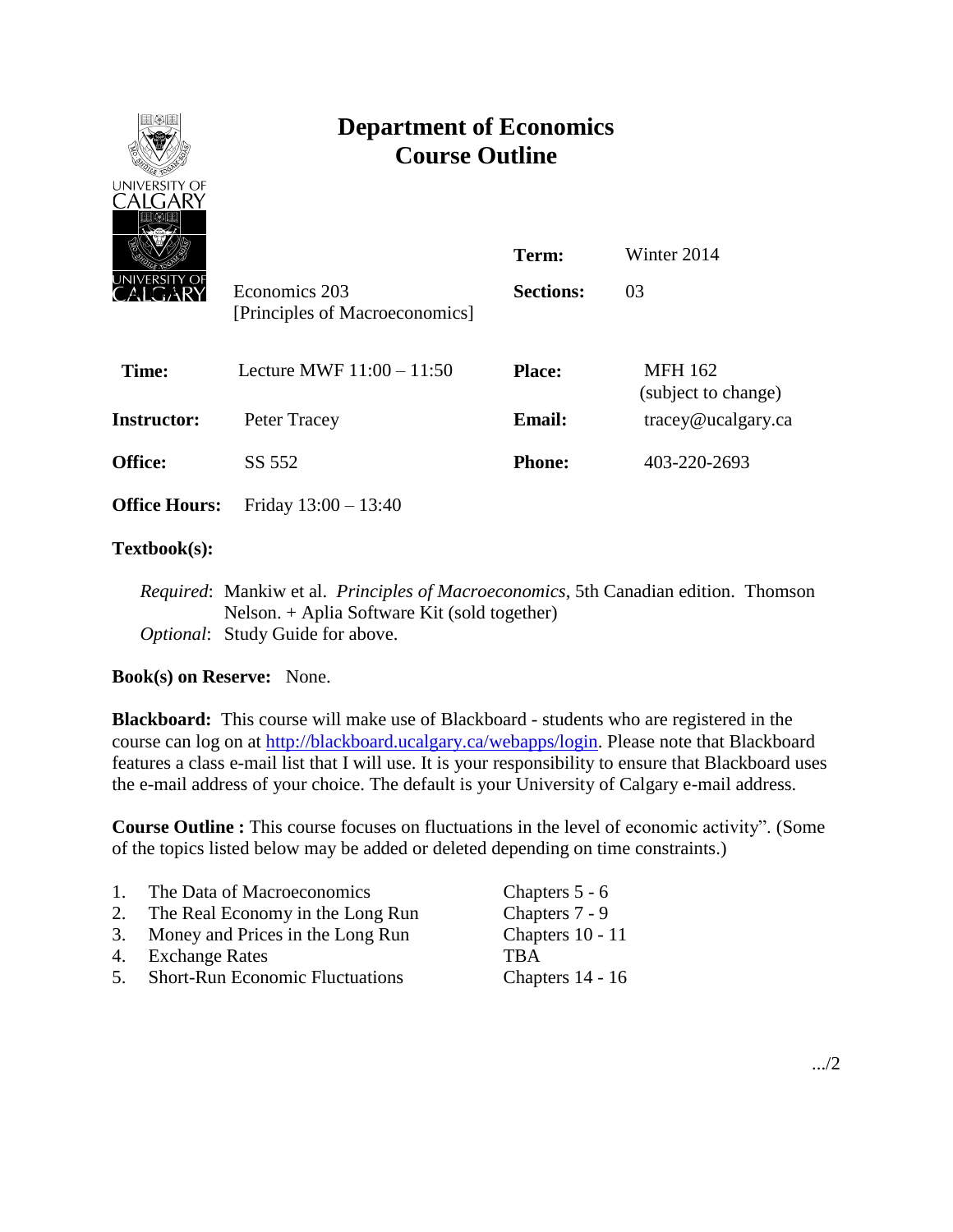# Department of Economics
# Course Outline

| | | | |
|---|---|---|---|
| | | **Term:** | Winter 2014 |
| | Economics 203 [Principles of Macroeconomics] | **Sections:** | 03 |
| **Time:** | Lecture MWF 11:00 – 11:50 | **Place:** | MFH 162 (subject to change) |
| **Instructor:** | Peter Tracey | **Email:** | tracey@ucalgary.ca |
| **Office:** | SS 552 | **Phone:** | 403-220-2693 |
| **Office Hours:** | Friday 13:00 – 13:40 | | |

**Textbook(s):**

*Required*: Mankiw et al. *Principles of Macroeconomics*, 5th Canadian edition. Thomson Nelson. + Aplia Software Kit (sold together)
*Optional*: Study Guide for above.

**Book(s) on Reserve:** None.

**Blackboard:** This course will make use of Blackboard - students who are registered in the course can log on at http://blackboard.ucalgary.ca/webapps/login. Please note that Blackboard features a class e-mail list that I will use. It is your responsibility to ensure that Blackboard uses the e-mail address of your choice. The default is your University of Calgary e-mail address.

**Course Outline :** This course focuses on fluctuations in the level of economic activity". (Some of the topics listed below may be added or deleted depending on time constraints.)

| | | |
|---|---|---|
| 1. | The Data of Macroeconomics | Chapters 5 - 6 |
| 2. | The Real Economy in the Long Run | Chapters 7 - 9 |
| 3. | Money and Prices in the Long Run | Chapters 10 - 11 |
| 4. | Exchange Rates | TBA |
| 5. | Short-Run Economic Fluctuations | Chapters 14 - 16 |

.../2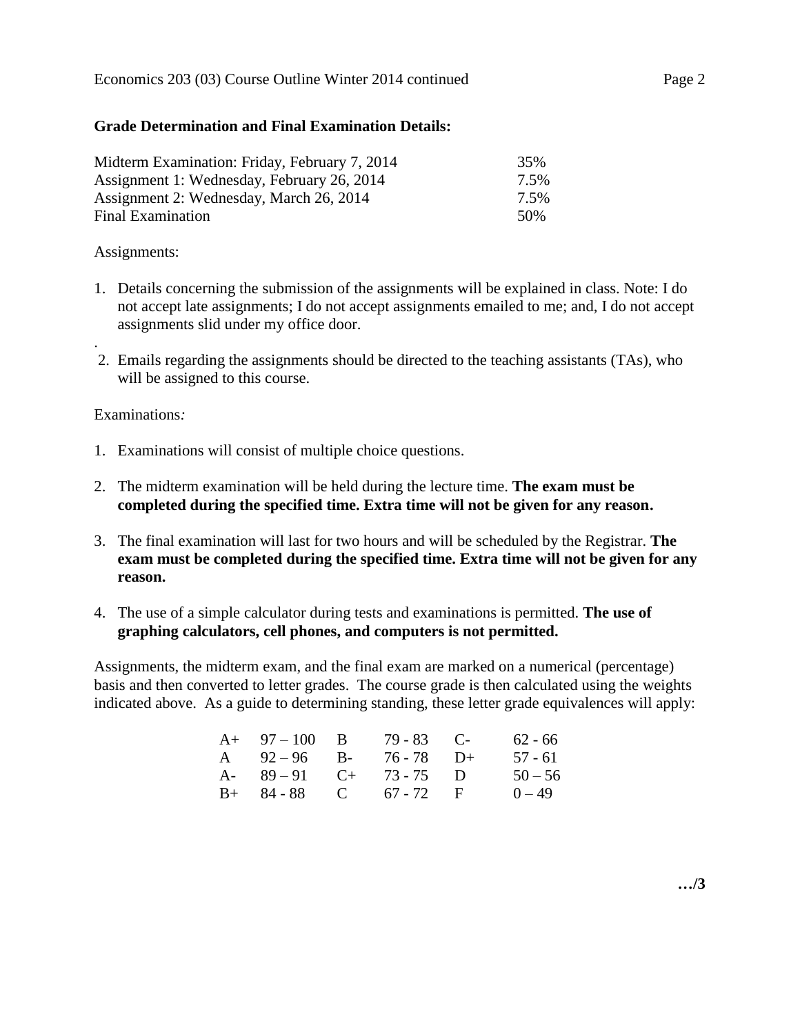**Grade Determination and Final Examination Details:**

| | |
|---|---|
| Midterm Examination: Friday, February 7, 2014 | 35% |
| Assignment 1: Wednesday, February 26, 2014 | 7.5% |
| Assignment 2: Wednesday, March 26, 2014 | 7.5% |
| Final Examination | 50% |

Assignments:

1. Details concerning the submission of the assignments will be explained in class. Note: I do not accept late assignments; I do not accept assignments emailed to me; and, I do not accept assignments slid under my office door.

.

2. Emails regarding the assignments should be directed to the teaching assistants (TAs), who will be assigned to this course.

Examinations*:*

1. Examinations will consist of multiple choice questions.

2. The midterm examination will be held during the lecture time. **The exam must be completed during the specified time. Extra time will not be given for any reason.**

3. The final examination will last for two hours and will be scheduled by the Registrar. **The exam must be completed during the specified time. Extra time will not be given for any reason.**

4. The use of a simple calculator during tests and examinations is permitted. **The use of graphing calculators, cell phones, and computers is not permitted.**

Assignments, the midterm exam, and the final exam are marked on a numerical (percentage) basis and then converted to letter grades. The course grade is then calculated using the weights indicated above. As a guide to determining standing, these letter grade equivalences will apply:

| | | | | | |
|---|---|---|---|---|---|
| A+ | 97 – 100 | B | 79 - 83 | C- | 62 - 66 |
| A | 92 – 96 | B- | 76 - 78 | D+ | 57 - 61 |
| A- | 89 – 91 | C+ | 73 - 75 | D | 50 – 56 |
| B+ | 84 - 88 | C | 67 - 72 | F | 0 – 49 |

**…/3**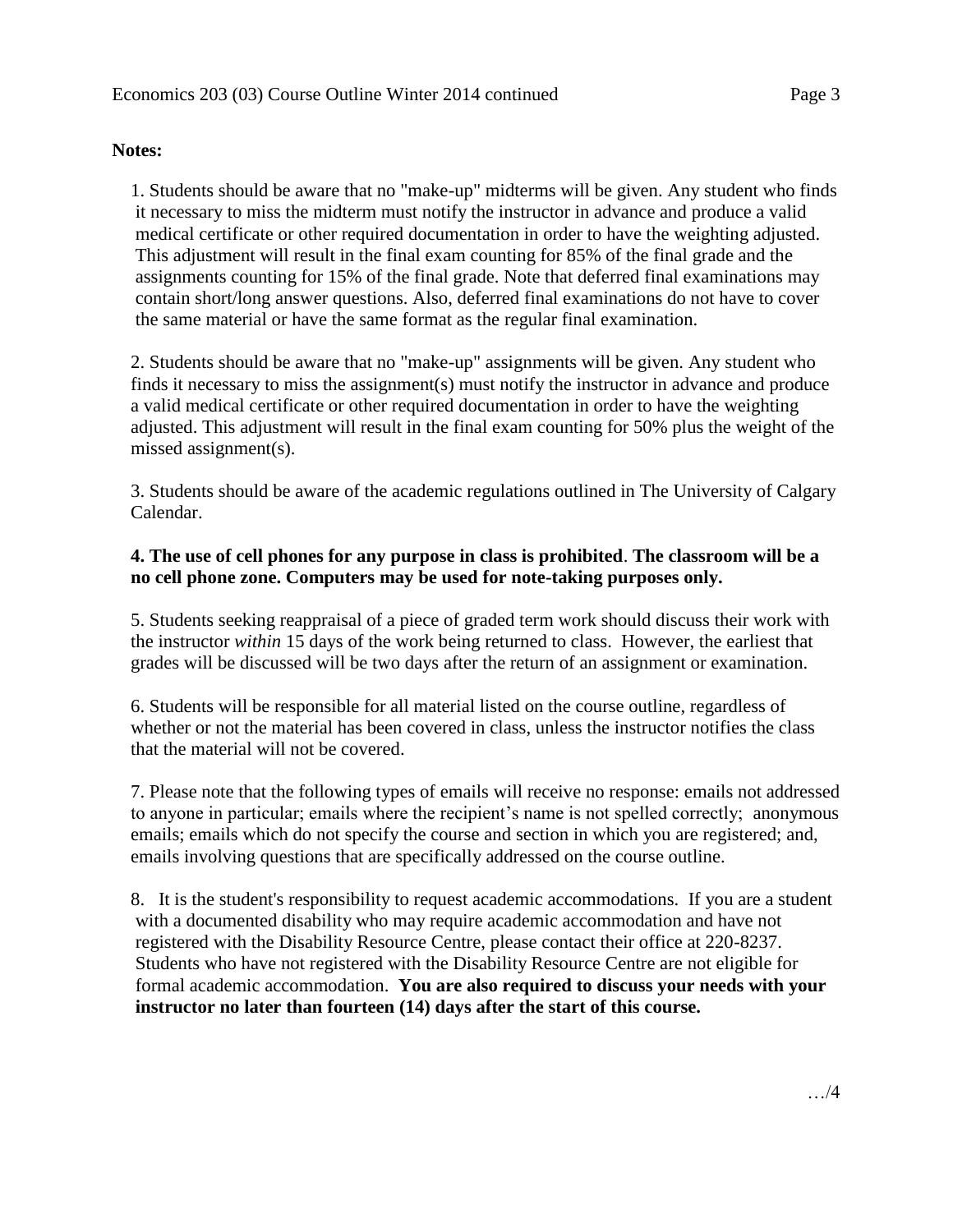**Notes:**

1. Students should be aware that no "make-up" midterms will be given. Any student who finds it necessary to miss the midterm must notify the instructor in advance and produce a valid medical certificate or other required documentation in order to have the weighting adjusted. This adjustment will result in the final exam counting for 85% of the final grade and the assignments counting for 15% of the final grade. Note that deferred final examinations may contain short/long answer questions. Also, deferred final examinations do not have to cover the same material or have the same format as the regular final examination.

2. Students should be aware that no "make-up" assignments will be given. Any student who finds it necessary to miss the assignment(s) must notify the instructor in advance and produce a valid medical certificate or other required documentation in order to have the weighting adjusted. This adjustment will result in the final exam counting for 50% plus the weight of the missed assignment(s).

3. Students should be aware of the academic regulations outlined in The University of Calgary Calendar.

4. **The use of cell phones for any purpose in class is prohibited**. **The classroom will be a no cell phone zone. Computers may be used for note-taking purposes only.**

5. Students seeking reappraisal of a piece of graded term work should discuss their work with the instructor *within* 15 days of the work being returned to class. However, the earliest that grades will be discussed will be two days after the return of an assignment or examination.

6. Students will be responsible for all material listed on the course outline, regardless of whether or not the material has been covered in class, unless the instructor notifies the class that the material will not be covered.

7. Please note that the following types of emails will receive no response: emails not addressed to anyone in particular; emails where the recipient's name is not spelled correctly; anonymous emails; emails which do not specify the course and section in which you are registered; and, emails involving questions that are specifically addressed on the course outline.

8. It is the student's responsibility to request academic accommodations. If you are a student with a documented disability who may require academic accommodation and have not registered with the Disability Resource Centre, please contact their office at 220-8237. Students who have not registered with the Disability Resource Centre are not eligible for formal academic accommodation. **You are also required to discuss your needs with your instructor no later than fourteen (14) days after the start of this course.**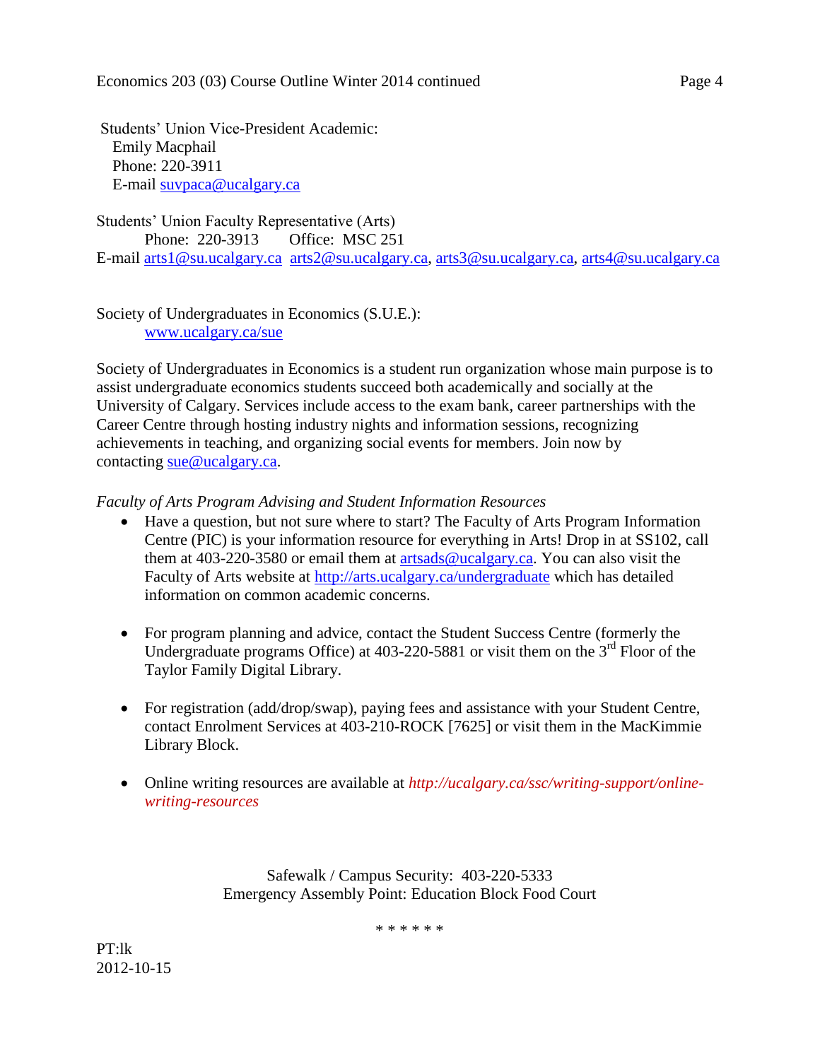Students' Union Vice-President Academic:
Emily Macphail
Phone: 220-3911
E-mail suvpaca@ucalgary.ca

Students' Union Faculty Representative (Arts)
Phone: 220-3913 Office: MSC 251
E-mail arts1@su.ucalgary.ca arts2@su.ucalgary.ca, arts3@su.ucalgary.ca, arts4@su.ucalgary.ca

Society of Undergraduates in Economics (S.U.E.):
www.ucalgary.ca/sue

Society of Undergraduates in Economics is a student run organization whose main purpose is to assist undergraduate economics students succeed both academically and socially at the University of Calgary. Services include access to the exam bank, career partnerships with the Career Centre through hosting industry nights and information sessions, recognizing achievements in teaching, and organizing social events for members. Join now by contacting sue@ucalgary.ca.

*Faculty of Arts Program Advising and Student Information Resources*

- Have a question, but not sure where to start? The Faculty of Arts Program Information Centre (PIC) is your information resource for everything in Arts! Drop in at SS102, call them at 403-220-3580 or email them at artsads@ucalgary.ca. You can also visit the Faculty of Arts website at http://arts.ucalgary.ca/undergraduate which has detailed information on common academic concerns.

- For program planning and advice, contact the Student Success Centre (formerly the Undergraduate programs Office) at 403-220-5881 or visit them on the 3rd Floor of the Taylor Family Digital Library.

- For registration (add/drop/swap), paying fees and assistance with your Student Centre, contact Enrolment Services at 403-210-ROCK [7625] or visit them in the MacKimmie Library Block.

- Online writing resources are available at *http://ucalgary.ca/ssc/writing-support/online-writing-resources*

Safewalk / Campus Security: 403-220-5333
Emergency Assembly Point: Education Block Food Court

\* \* \* \* \* \*

PT:lk
2012-10-15